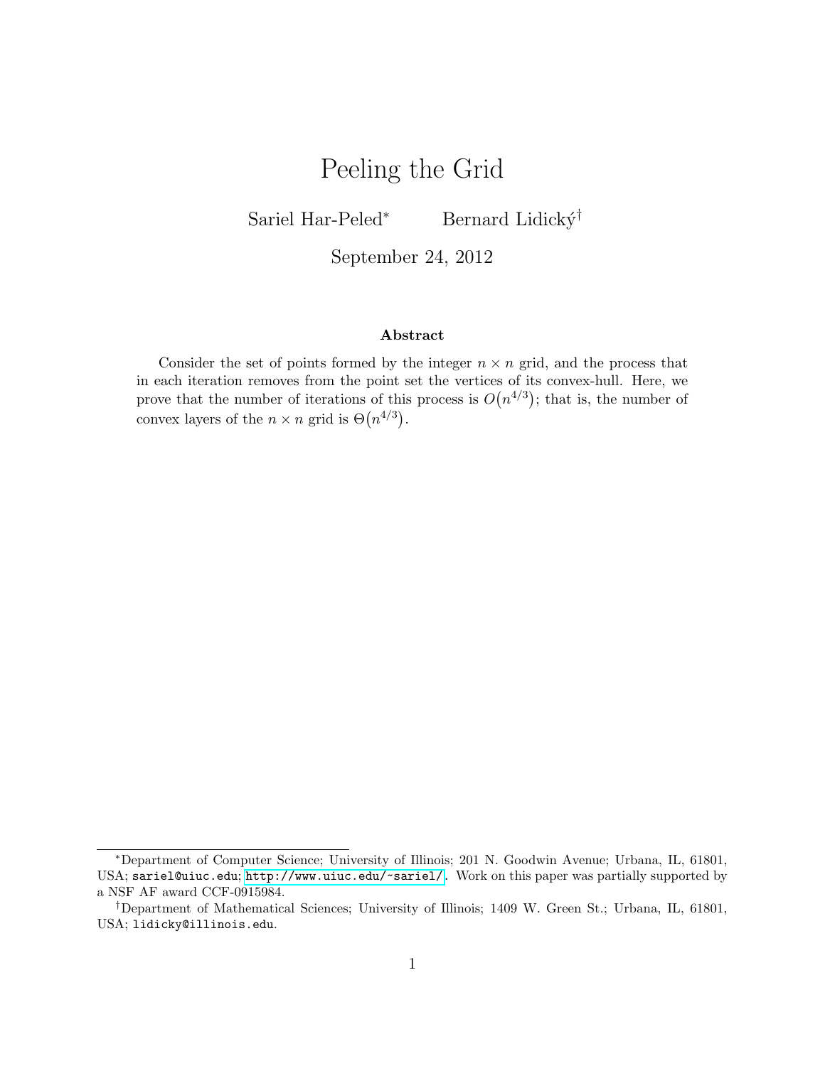# Peeling the Grid

Sariel Har-Peled[*] Bernard Lidický[†]

September 24, 2012

### Abstract

Consider the set of points formed by the integer $n \times n$ grid, and the process that in each iteration removes from the point set the vertices of its convex-hull. Here, we prove that the number of iterations of this process is $O(n^{4/3})$; that is, the number of convex layers of the $n \times n$ grid is $\Theta(n^{4/3})$.

---

[*]Department of Computer Science; University of Illinois; 201 N. Goodwin Avenue; Urbana, IL, 61801, USA; `sariel@uiuc.edu`; `http://www.uiuc.edu/~sariel/`. Work on this paper was partially supported by a NSF AF award CCF-0915984.

[†]Department of Mathematical Sciences; University of Illinois; 1409 W. Green St.; Urbana, IL, 61801, USA; `lidicky@illinois.edu`.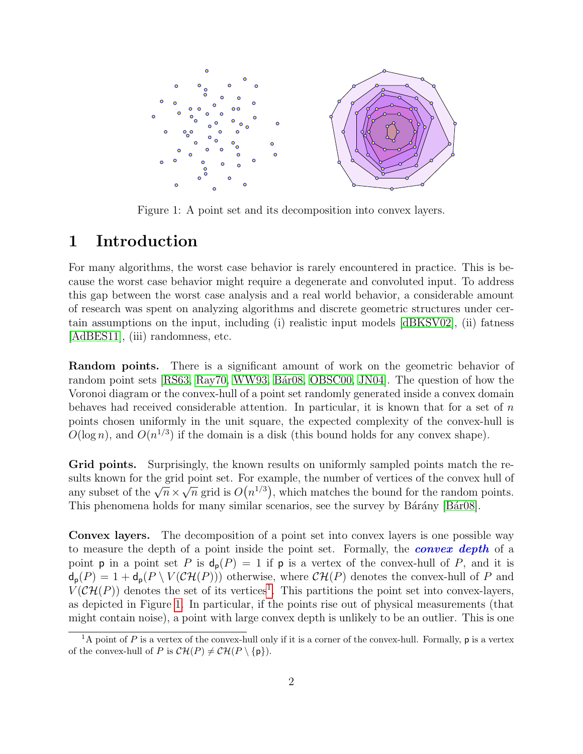Figure 1: A point set and its decomposition into convex layers.

# 1 Introduction

For many algorithms, the worst case behavior is rarely encountered in practice. This is because the worst case behavior might require a degenerate and convoluted input. To address this gap between the worst case analysis and a real world behavior, a considerable amount of research was spent on analyzing algorithms and discrete geometric structures under certain assumptions on the input, including (i) realistic input models [dBKSV02], (ii) fatness [AdBES11], (iii) randomness, etc.

**Random points.** There is a significant amount of work on the geometric behavior of random point sets [RS63, Ray70, WW93, Bár08, OBSC00, JN04]. The question of how the Voronoi diagram or the convex-hull of a point set randomly generated inside a convex domain behaves had received considerable attention. In particular, it is known that for a set of $n$ points chosen uniformly in the unit square, the expected complexity of the convex-hull is $O(\log n)$, and $O(n^{1/3})$ if the domain is a disk (this bound holds for any convex shape).

**Grid points.** Surprisingly, the known results on uniformly sampled points match the results known for the grid point set. For example, the number of vertices of the convex hull of any subset of the $\sqrt{n} \times \sqrt{n}$ grid is $O(n^{1/3})$, which matches the bound for the random points. This phenomena holds for many similar scenarios, see the survey by Bárány [Bár08].

**Convex layers.** The decomposition of a point set into convex layers is one possible way to measure the depth of a point inside the point set. Formally, the ***convex depth*** of a point $\mathsf{p}$ in a point set $P$ is $\mathsf{d}_{\mathsf{p}}(P) = 1$ if $\mathsf{p}$ is a vertex of the convex-hull of $P$, and it is $\mathsf{d}_{\mathsf{p}}(P) = 1 + \mathsf{d}_{\mathsf{p}}(P \setminus V(\mathcal{CH}(P)))$ otherwise, where $\mathcal{CH}(P)$ denotes the convex-hull of $P$ and $V(\mathcal{CH}(P))$ denotes the set of its vertices[1]. This partitions the point set into convex-layers, as depicted in Figure 1. In particular, if the points rise out of physical measurements (that might contain noise), a point with large convex depth is unlikely to be an outlier. This is one

[1] A point of $P$ is a vertex of the convex-hull only if it is a corner of the convex-hull. Formally, $\mathsf{p}$ is a vertex of the convex-hull of $P$ is $\mathcal{CH}(P) \neq \mathcal{CH}(P \setminus \{\mathsf{p}\})$.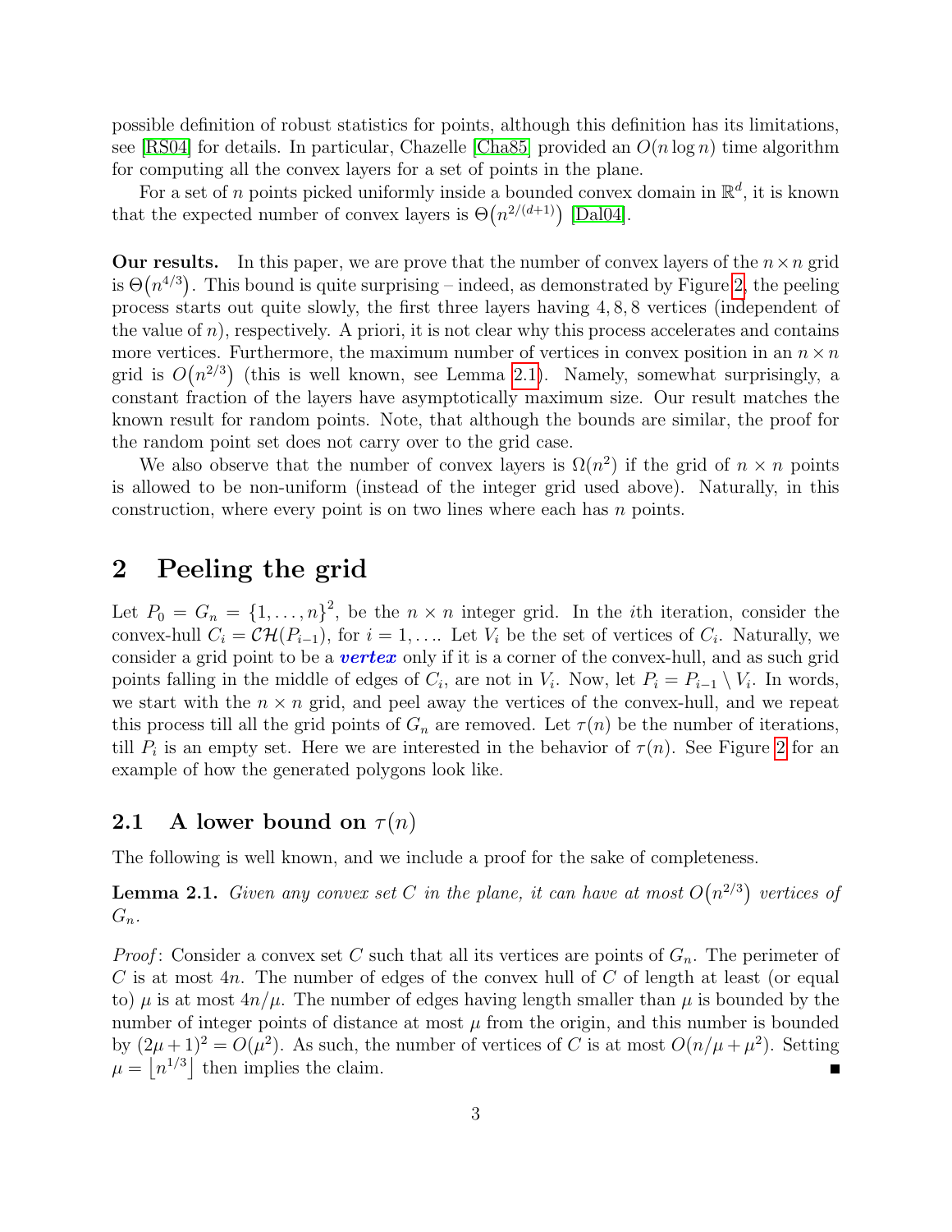possible definition of robust statistics for points, although this definition has its limitations, see [RS04] for details. In particular, Chazelle [Cha85] provided an $O(n \log n)$ time algorithm for computing all the convex layers for a set of points in the plane.

For a set of $n$ points picked uniformly inside a bounded convex domain in $\mathbb{R}^d$, it is known that the expected number of convex layers is $\Theta(n^{2/(d+1)})$ [Dal04].

**Our results.** In this paper, we are prove that the number of convex layers of the $n \times n$ grid is $\Theta(n^{4/3})$. This bound is quite surprising – indeed, as demonstrated by Figure 2, the peeling process starts out quite slowly, the first three layers having $4, 8, 8$ vertices (independent of the value of $n$), respectively. A priori, it is not clear why this process accelerates and contains more vertices. Furthermore, the maximum number of vertices in convex position in an $n \times n$ grid is $O(n^{2/3})$ (this is well known, see Lemma 2.1). Namely, somewhat surprisingly, a constant fraction of the layers have asymptotically maximum size. Our result matches the known result for random points. Note, that although the bounds are similar, the proof for the random point set does not carry over to the grid case.

We also observe that the number of convex layers is $\Omega(n^2)$ if the grid of $n \times n$ points is allowed to be non-uniform (instead of the integer grid used above). Naturally, in this construction, where every point is on two lines where each has $n$ points.

# 2 Peeling the grid

Let $P_0 = G_n = \{1, \ldots, n\}^2$, be the $n \times n$ integer grid. In the $i$th iteration, consider the convex-hull $C_i = \mathcal{CH}(P_{i-1})$, for $i = 1, \ldots$. Let $V_i$ be the set of vertices of $C_i$. Naturally, we consider a grid point to be a ***vertex*** only if it is a corner of the convex-hull, and as such grid points falling in the middle of edges of $C_i$, are not in $V_i$. Now, let $P_i = P_{i-1} \setminus V_i$. In words, we start with the $n \times n$ grid, and peel away the vertices of the convex-hull, and we repeat this process till all the grid points of $G_n$ are removed. Let $\tau(n)$ be the number of iterations, till $P_i$ is an empty set. Here we are interested in the behavior of $\tau(n)$. See Figure 2 for an example of how the generated polygons look like.

## 2.1 A lower bound on $\tau(n)$

The following is well known, and we include a proof for the sake of completeness.

**Lemma 2.1.** *Given any convex set $C$ in the plane, it can have at most $O(n^{2/3})$ vertices of $G_n$.*

*Proof*: Consider a convex set $C$ such that all its vertices are points of $G_n$. The perimeter of $C$ is at most $4n$. The number of edges of the convex hull of $C$ of length at least (or equal to) $\mu$ is at most $4n/\mu$. The number of edges having length smaller than $\mu$ is bounded by the number of integer points of distance at most $\mu$ from the origin, and this number is bounded by $(2\mu + 1)^2 = O(\mu^2)$. As such, the number of vertices of $C$ is at most $O(n/\mu + \mu^2)$. Setting $\mu = \lfloor n^{1/3} \rfloor$ then implies the claim. ∎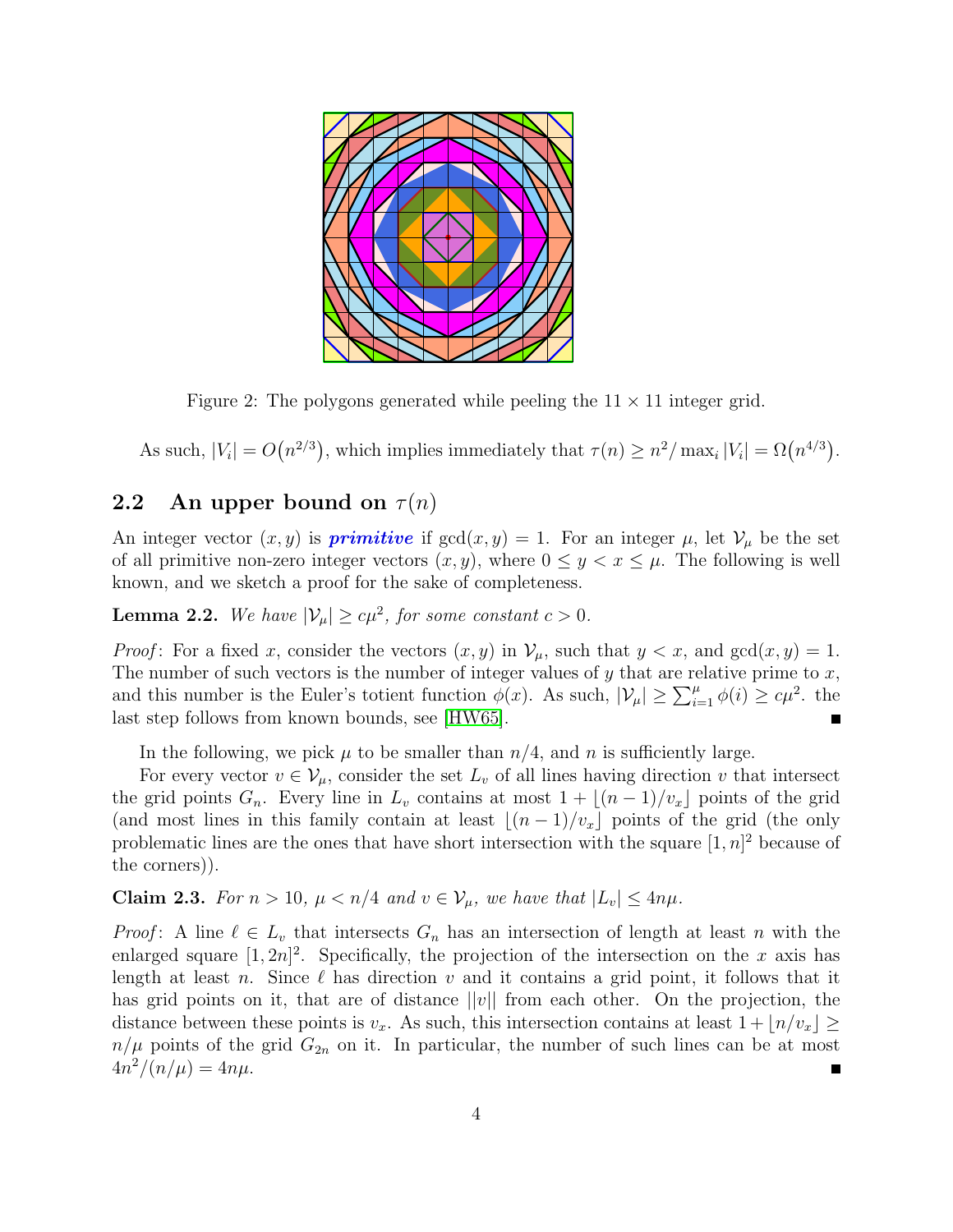Figure 2: The polygons generated while peeling the $11 \times 11$ integer grid.

As such, $|V_i| = O(n^{2/3})$, which implies immediately that $\tau(n) \geq n^2 / \max_i |V_i| = \Omega(n^{4/3})$.

## 2.2 An upper bound on $\tau(n)$

An integer vector $(x, y)$ is ***primitive*** if $\gcd(x, y) = 1$. For an integer $\mu$, let $\mathcal{V}_\mu$ be the set of all primitive non-zero integer vectors $(x, y)$, where $0 \leq y < x \leq \mu$. The following is well known, and we sketch a proof for the sake of completeness.

**Lemma 2.2.** *We have $|\mathcal{V}_\mu| \geq c\mu^2$, for some constant $c > 0$.*

*Proof*: For a fixed $x$, consider the vectors $(x, y)$ in $\mathcal{V}_\mu$, such that $y < x$, and $\gcd(x, y) = 1$. The number of such vectors is the number of integer values of $y$ that are relative prime to $x$, and this number is the Euler's totient function $\phi(x)$. As such, $|\mathcal{V}_\mu| \geq \sum_{i=1}^{\mu} \phi(i) \geq c\mu^2$. the last step follows from known bounds, see [HW65]. ∎

In the following, we pick $\mu$ to be smaller than $n/4$, and $n$ is sufficiently large.

For every vector $v \in \mathcal{V}_\mu$, consider the set $L_v$ of all lines having direction $v$ that intersect the grid points $G_n$. Every line in $L_v$ contains at most $1 + \lfloor (n-1)/v_x \rfloor$ points of the grid (and most lines in this family contain at least $\lfloor (n-1)/v_x \rfloor$ points of the grid (the only problematic lines are the ones that have short intersection with the square $[1, n]^2$ because of the corners)).

**Claim 2.3.** *For $n > 10$, $\mu < n/4$ and $v \in \mathcal{V}_\mu$, we have that $|L_v| \leq 4n\mu$.*

*Proof*: A line $\ell \in L_v$ that intersects $G_n$ has an intersection of length at least $n$ with the enlarged square $[1, 2n]^2$. Specifically, the projection of the intersection on the $x$ axis has length at least $n$. Since $\ell$ has direction $v$ and it contains a grid point, it follows that it has grid points on it, that are of distance $\|v\|$ from each other. On the projection, the distance between these points is $v_x$. As such, this intersection contains at least $1 + \lfloor n/v_x \rfloor \geq n/\mu$ points of the grid $G_{2n}$ on it. In particular, the number of such lines can be at most $4n^2/(n/\mu) = 4n\mu$. ∎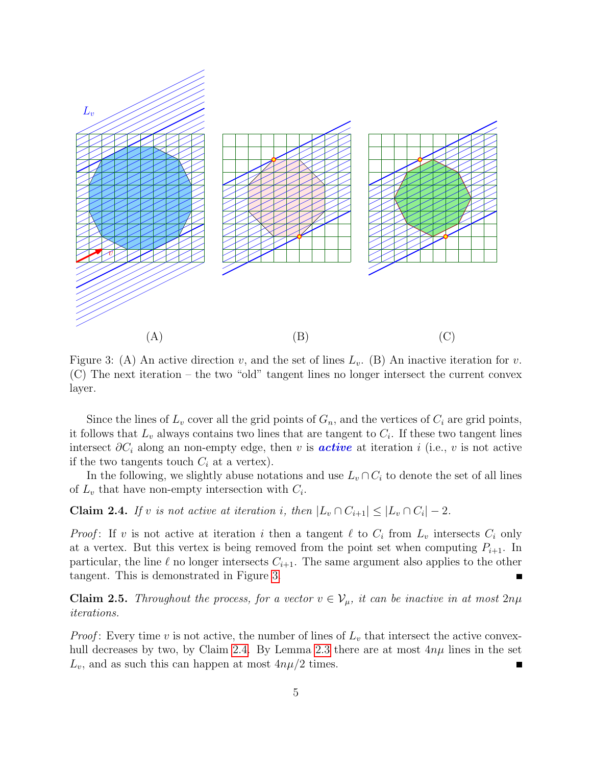Figure 3: (A) An active direction $v$, and the set of lines $L_v$. (B) An inactive iteration for $v$. (C) The next iteration – the two "old" tangent lines no longer intersect the current convex layer.

Since the lines of $L_v$ cover all the grid points of $G_n$, and the vertices of $C_i$ are grid points, it follows that $L_v$ always contains two lines that are tangent to $C_i$. If these two tangent lines intersect $\partial C_i$ along an non-empty edge, then $v$ is ***active*** at iteration $i$ (i.e., $v$ is not active if the two tangents touch $C_i$ at a vertex).

In the following, we slightly abuse notations and use $L_v \cap C_i$ to denote the set of all lines of $L_v$ that have non-empty intersection with $C_i$.

**Claim 2.4.** *If $v$ is not active at iteration $i$, then $|L_v \cap C_{i+1}| \leq |L_v \cap C_i| - 2$.*

*Proof*: If $v$ is not active at iteration $i$ then a tangent $\ell$ to $C_i$ from $L_v$ intersects $C_i$ only at a vertex. But this vertex is being removed from the point set when computing $P_{i+1}$. In particular, the line $\ell$ no longer intersects $C_{i+1}$. The same argument also applies to the other tangent. This is demonstrated in Figure 3. ∎

**Claim 2.5.** *Throughout the process, for a vector $v \in \mathcal{V}_\mu$, it can be inactive in at most $2n\mu$ iterations.*

*Proof*: Every time $v$ is not active, the number of lines of $L_v$ that intersect the active convex-hull decreases by two, by Claim 2.4. By Lemma 2.3 there are at most $4n\mu$ lines in the set $L_v$, and as such this can happen at most $4n\mu/2$ times. ∎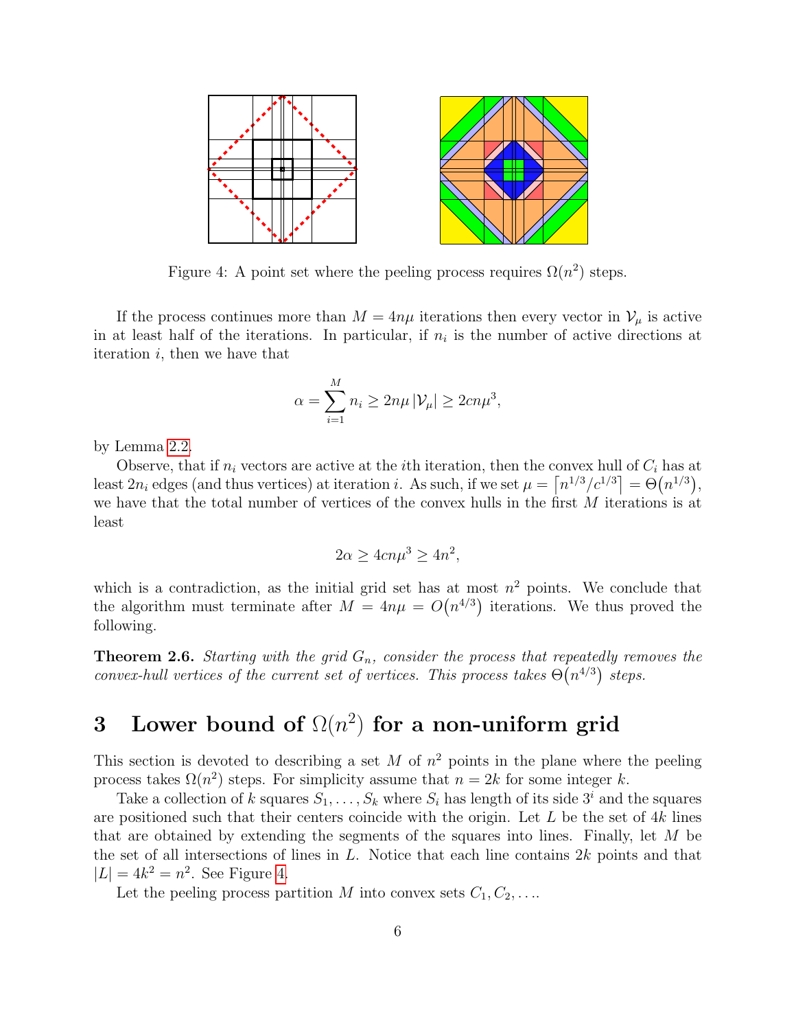Figure 4: A point set where the peeling process requires $\Omega(n^2)$ steps.

If the process continues more than $M = 4n\mu$ iterations then every vector in $\mathcal{V}_\mu$ is active in at least half of the iterations. In particular, if $n_i$ is the number of active directions at iteration $i$, then we have that

$$\alpha = \sum_{i=1}^{M} n_i \geq 2n\mu \left|\mathcal{V}_\mu\right| \geq 2cn\mu^3,$$

by Lemma 2.2.

Observe, that if $n_i$ vectors are active at the $i$th iteration, then the convex hull of $C_i$ has at least $2n_i$ edges (and thus vertices) at iteration $i$. As such, if we set $\mu = \left\lceil n^{1/3}/c^{1/3} \right\rceil = \Theta(n^{1/3})$, we have that the total number of vertices of the convex hulls in the first $M$ iterations is at least

$$2\alpha \geq 4cn\mu^3 \geq 4n^2,$$

which is a contradiction, as the initial grid set has at most $n^2$ points. We conclude that the algorithm must terminate after $M = 4n\mu = O(n^{4/3})$ iterations. We thus proved the following.

**Theorem 2.6.** *Starting with the grid $G_n$, consider the process that repeatedly removes the convex-hull vertices of the current set of vertices. This process takes $\Theta(n^{4/3})$ steps.*

# 3 Lower bound of $\Omega(n^2)$ for a non-uniform grid

This section is devoted to describing a set $M$ of $n^2$ points in the plane where the peeling process takes $\Omega(n^2)$ steps. For simplicity assume that $n = 2k$ for some integer $k$.

Take a collection of $k$ squares $S_1, \ldots, S_k$ where $S_i$ has length of its side $3^i$ and the squares are positioned such that their centers coincide with the origin. Let $L$ be the set of $4k$ lines that are obtained by extending the segments of the squares into lines. Finally, let $M$ be the set of all intersections of lines in $L$. Notice that each line contains $2k$ points and that $|L| = 4k^2 = n^2$. See Figure 4.

Let the peeling process partition $M$ into convex sets $C_1, C_2, \ldots$.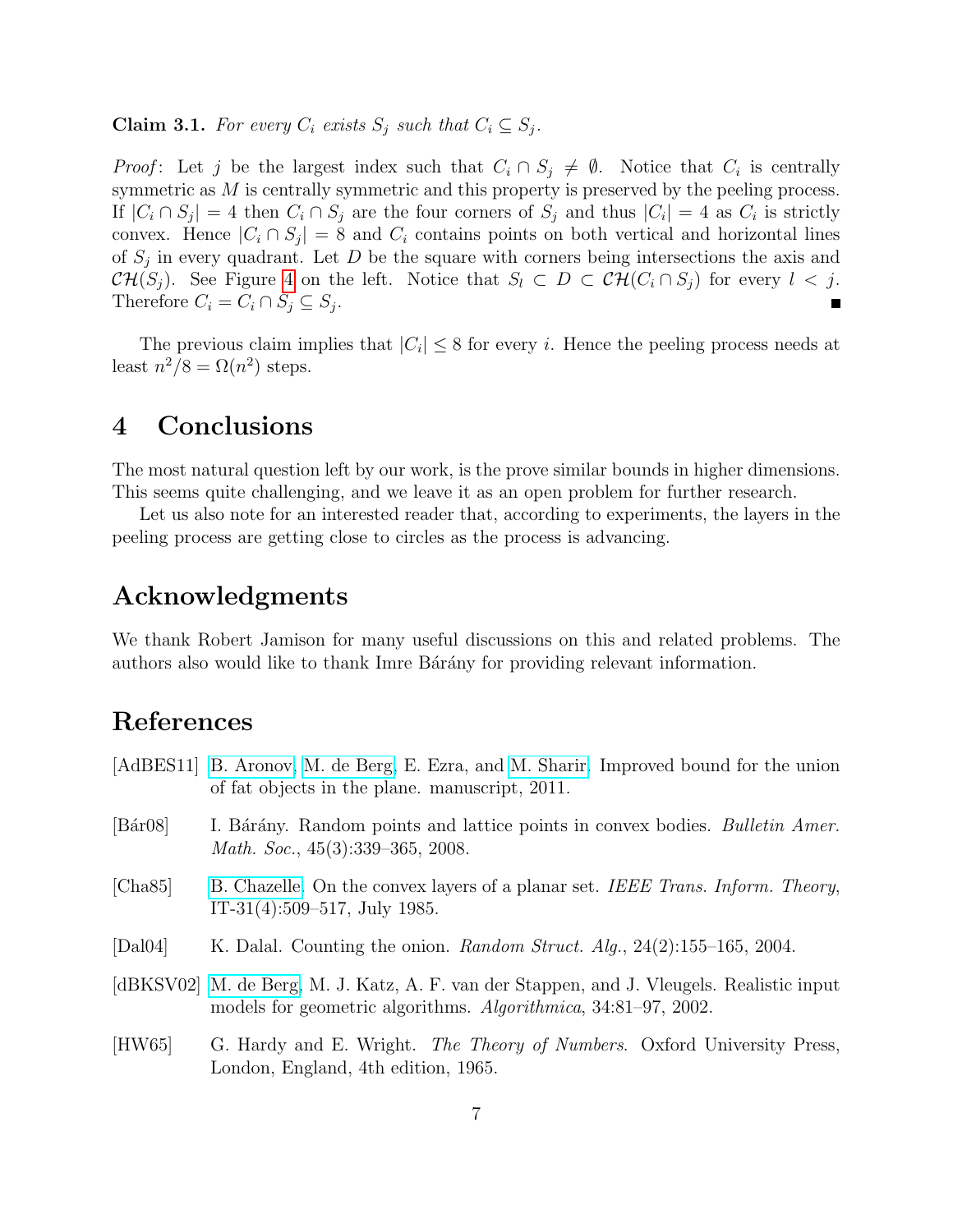**Claim 3.1.** *For every $C_i$ exists $S_j$ such that $C_i \subseteq S_j$.*

*Proof*: Let $j$ be the largest index such that $C_i \cap S_j \neq \emptyset$. Notice that $C_i$ is centrally symmetric as $M$ is centrally symmetric and this property is preserved by the peeling process. If $|C_i \cap S_j| = 4$ then $C_i \cap S_j$ are the four corners of $S_j$ and thus $|C_i| = 4$ as $C_i$ is strictly convex. Hence $|C_i \cap S_j| = 8$ and $C_i$ contains points on both vertical and horizontal lines of $S_j$ in every quadrant. Let $D$ be the square with corners being intersections the axis and $\mathcal{CH}(S_j)$. See Figure 4 on the left. Notice that $S_l \subset D \subset \mathcal{CH}(C_i \cap S_j)$ for every $l < j$. Therefore $C_i = C_i \cap S_j \subseteq S_j$. ■

The previous claim implies that $|C_i| \leq 8$ for every $i$. Hence the peeling process needs at least $n^2/8 = \Omega(n^2)$ steps.

# 4 Conclusions

The most natural question left by our work, is the prove similar bounds in higher dimensions. This seems quite challenging, and we leave it as an open problem for further research.

Let us also note for an interested reader that, according to experiments, the layers in the peeling process are getting close to circles as the process is advancing.

# Acknowledgments

We thank Robert Jamison for many useful discussions on this and related problems. The authors also would like to thank Imre Bárány for providing relevant information.

# References

[AdBES11] B. Aronov, M. de Berg, E. Ezra, and M. Sharir. Improved bound for the union of fat objects in the plane. manuscript, 2011.

[Bár08] I. Bárány. Random points and lattice points in convex bodies. *Bulletin Amer. Math. Soc.*, 45(3):339–365, 2008.

[Cha85] B. Chazelle. On the convex layers of a planar set. *IEEE Trans. Inform. Theory*, IT-31(4):509–517, July 1985.

[Dal04] K. Dalal. Counting the onion. *Random Struct. Alg.*, 24(2):155–165, 2004.

[dBKSV02] M. de Berg, M. J. Katz, A. F. van der Stappen, and J. Vleugels. Realistic input models for geometric algorithms. *Algorithmica*, 34:81–97, 2002.

[HW65] G. Hardy and E. Wright. *The Theory of Numbers*. Oxford University Press, London, England, 4th edition, 1965.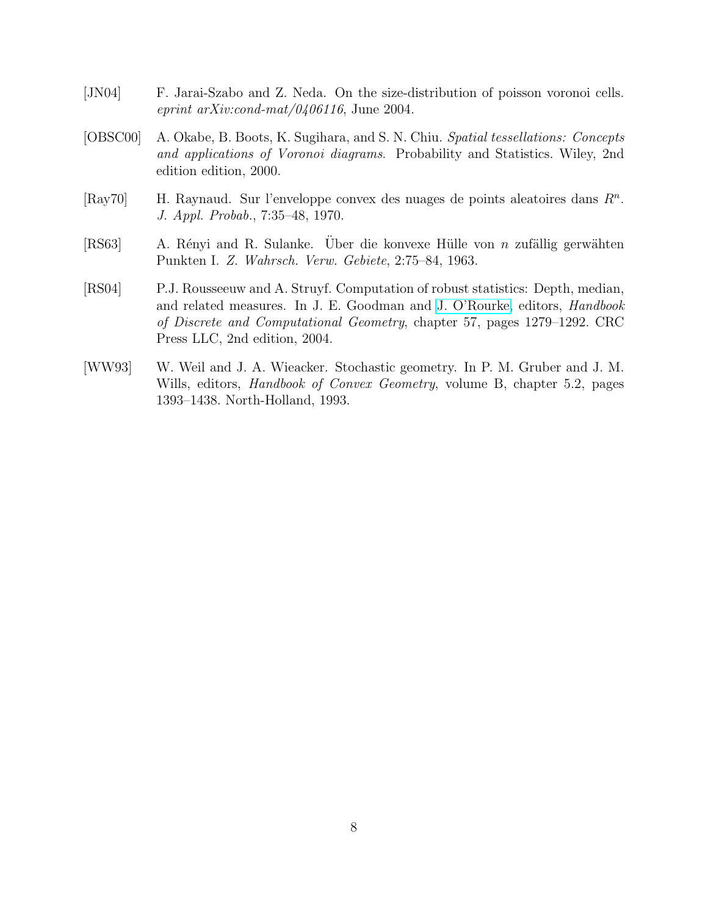[JN04] F. Jarai-Szabo and Z. Neda. On the size-distribution of poisson voronoi cells. *eprint arXiv:cond-mat/0406116*, June 2004.

[OBSC00] A. Okabe, B. Boots, K. Sugihara, and S. N. Chiu. *Spatial tessellations: Concepts and applications of Voronoi diagrams*. Probability and Statistics. Wiley, 2nd edition edition, 2000.

[Ray70] H. Raynaud. Sur l'enveloppe convex des nuages de points aleatoires dans $R^n$. *J. Appl. Probab.*, 7:35–48, 1970.

[RS63] A. Rényi and R. Sulanke. Über die konvexe Hülle von $n$ zufällig gerwähten Punkten I. *Z. Wahrsch. Verw. Gebiete*, 2:75–84, 1963.

[RS04] P.J. Rousseeuw and A. Struyf. Computation of robust statistics: Depth, median, and related measures. In J. E. Goodman and J. O'Rourke, editors, *Handbook of Discrete and Computational Geometry*, chapter 57, pages 1279–1292. CRC Press LLC, 2nd edition, 2004.

[WW93] W. Weil and J. A. Wieacker. Stochastic geometry. In P. M. Gruber and J. M. Wills, editors, *Handbook of Convex Geometry*, volume B, chapter 5.2, pages 1393–1438. North-Holland, 1993.